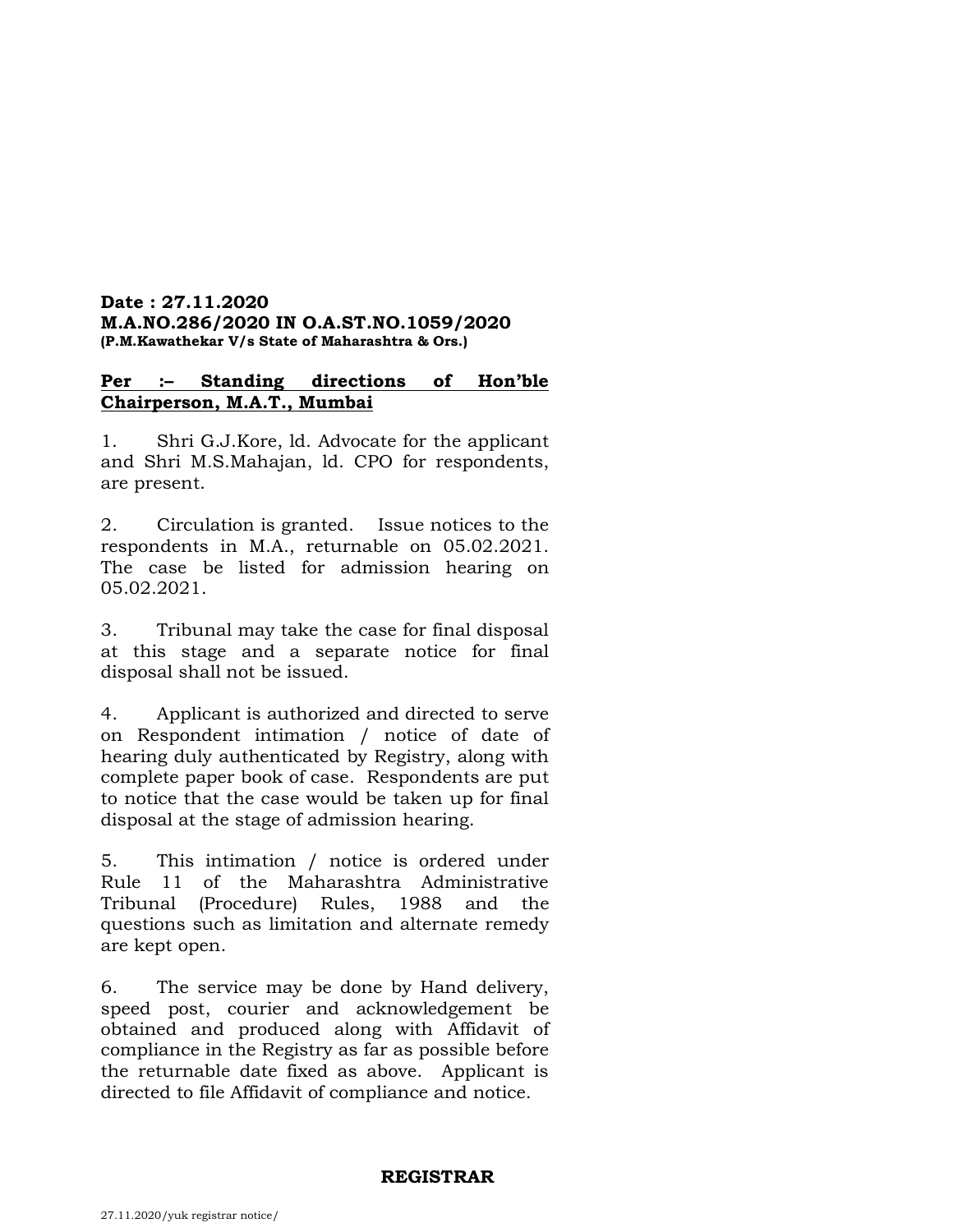**Date : 27.11.2020**
**M.A.NO.286/2020 IN O.A.ST.NO.1059/2020**
**(P.M.Kawathekar V/s State of Maharashtra & Ors.)**

**Per :– Standing directions of Hon'ble Chairperson, M.A.T., Mumbai**

1. Shri G.J.Kore, ld. Advocate for the applicant and Shri M.S.Mahajan, ld. CPO for respondents, are present.

2. Circulation is granted. Issue notices to the respondents in M.A., returnable on 05.02.2021. The case be listed for admission hearing on 05.02.2021.

3. Tribunal may take the case for final disposal at this stage and a separate notice for final disposal shall not be issued.

4. Applicant is authorized and directed to serve on Respondent intimation / notice of date of hearing duly authenticated by Registry, along with complete paper book of case. Respondents are put to notice that the case would be taken up for final disposal at the stage of admission hearing.

5. This intimation / notice is ordered under Rule 11 of the Maharashtra Administrative Tribunal (Procedure) Rules, 1988 and the questions such as limitation and alternate remedy are kept open.

6. The service may be done by Hand delivery, speed post, courier and acknowledgement be obtained and produced along with Affidavit of compliance in the Registry as far as possible before the returnable date fixed as above. Applicant is directed to file Affidavit of compliance and notice.

**REGISTRAR**

27.11.2020/yuk registrar notice/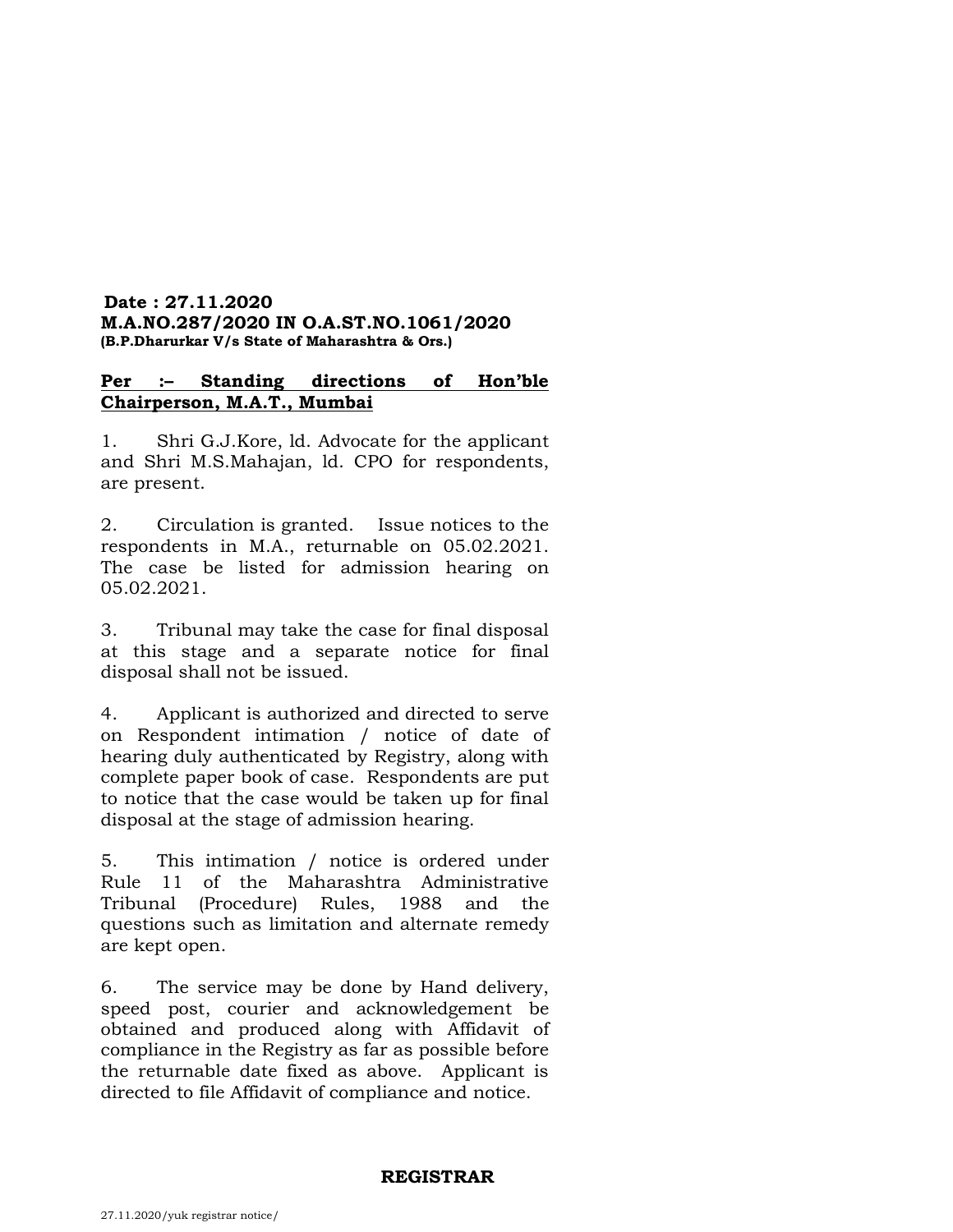**Date : 27.11.2020**
**M.A.NO.287/2020 IN O.A.ST.NO.1061/2020**
**(B.P.Dharurkar V/s State of Maharashtra & Ors.)**

**Per :– Standing directions of Hon'ble Chairperson, M.A.T., Mumbai**

1. Shri G.J.Kore, ld. Advocate for the applicant and Shri M.S.Mahajan, ld. CPO for respondents, are present.

2. Circulation is granted. Issue notices to the respondents in M.A., returnable on 05.02.2021. The case be listed for admission hearing on 05.02.2021.

3. Tribunal may take the case for final disposal at this stage and a separate notice for final disposal shall not be issued.

4. Applicant is authorized and directed to serve on Respondent intimation / notice of date of hearing duly authenticated by Registry, along with complete paper book of case. Respondents are put to notice that the case would be taken up for final disposal at the stage of admission hearing.

5. This intimation / notice is ordered under Rule 11 of the Maharashtra Administrative Tribunal (Procedure) Rules, 1988 and the questions such as limitation and alternate remedy are kept open.

6. The service may be done by Hand delivery, speed post, courier and acknowledgement be obtained and produced along with Affidavit of compliance in the Registry as far as possible before the returnable date fixed as above. Applicant is directed to file Affidavit of compliance and notice.

**REGISTRAR**

27.11.2020/yuk registrar notice/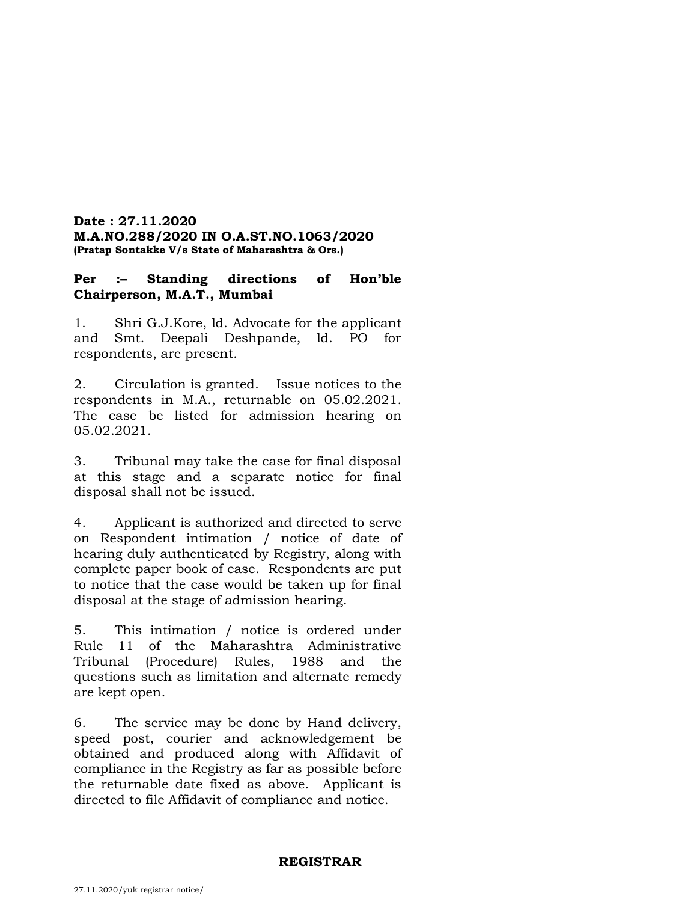**Date : 27.11.2020**
**M.A.NO.288/2020 IN O.A.ST.NO.1063/2020**
**(Pratap Sontakke V/s State of Maharashtra & Ors.)**

**Per :– Standing directions of Hon'ble Chairperson, M.A.T., Mumbai**

1. Shri G.J.Kore, ld. Advocate for the applicant and Smt. Deepali Deshpande, ld. PO for respondents, are present.

2. Circulation is granted. Issue notices to the respondents in M.A., returnable on 05.02.2021. The case be listed for admission hearing on 05.02.2021.

3. Tribunal may take the case for final disposal at this stage and a separate notice for final disposal shall not be issued.

4. Applicant is authorized and directed to serve on Respondent intimation / notice of date of hearing duly authenticated by Registry, along with complete paper book of case. Respondents are put to notice that the case would be taken up for final disposal at the stage of admission hearing.

5. This intimation / notice is ordered under Rule 11 of the Maharashtra Administrative Tribunal (Procedure) Rules, 1988 and the questions such as limitation and alternate remedy are kept open.

6. The service may be done by Hand delivery, speed post, courier and acknowledgement be obtained and produced along with Affidavit of compliance in the Registry as far as possible before the returnable date fixed as above. Applicant is directed to file Affidavit of compliance and notice.

**REGISTRAR**

27.11.2020/yuk registrar notice/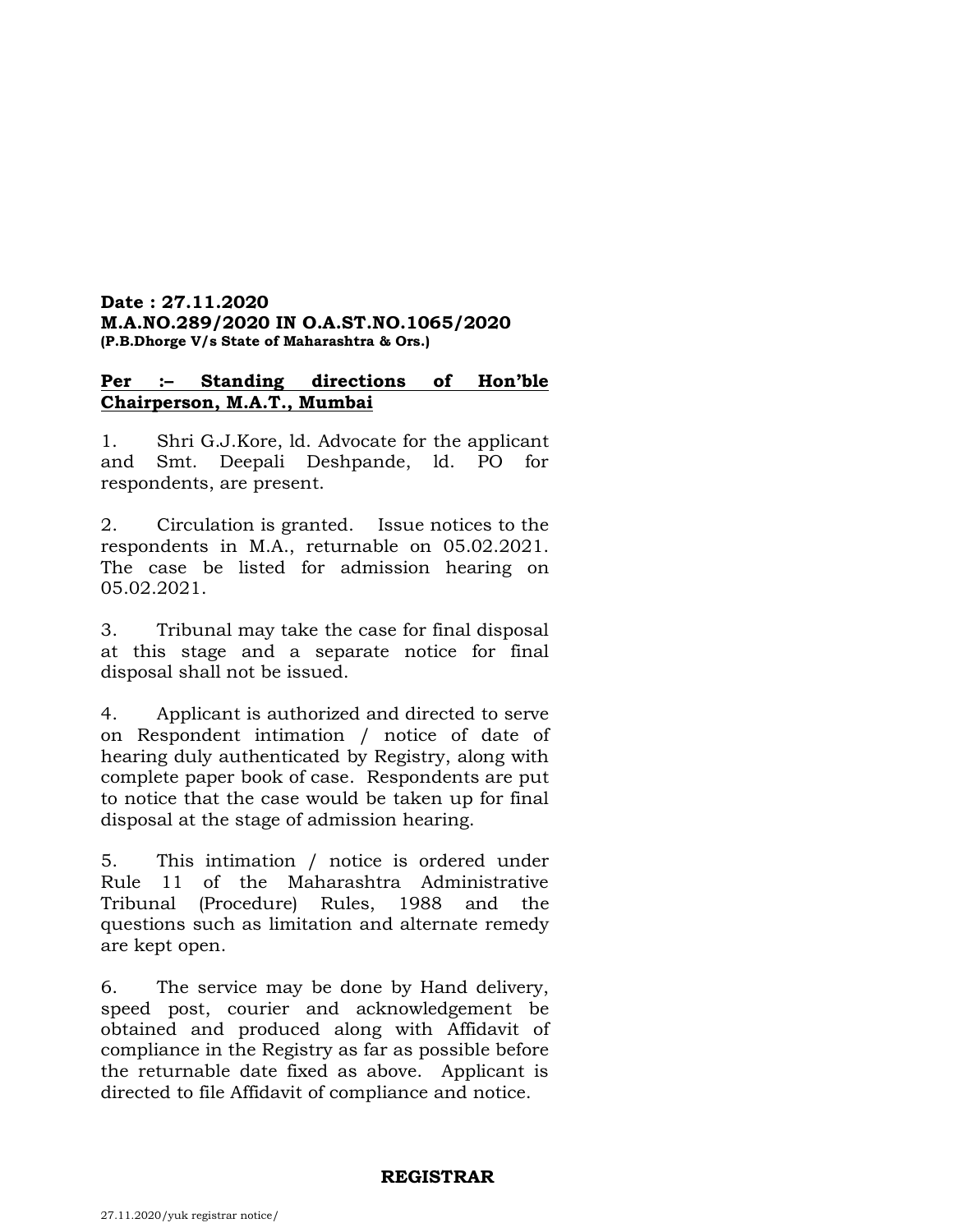**Date : 27.11.2020**
**M.A.NO.289/2020 IN O.A.ST.NO.1065/2020**
**(P.B.Dhorge V/s State of Maharashtra & Ors.)**

**Per :– Standing directions of Hon'ble Chairperson, M.A.T., Mumbai**

1. Shri G.J.Kore, ld. Advocate for the applicant and Smt. Deepali Deshpande, ld. PO for respondents, are present.

2. Circulation is granted. Issue notices to the respondents in M.A., returnable on 05.02.2021. The case be listed for admission hearing on 05.02.2021.

3. Tribunal may take the case for final disposal at this stage and a separate notice for final disposal shall not be issued.

4. Applicant is authorized and directed to serve on Respondent intimation / notice of date of hearing duly authenticated by Registry, along with complete paper book of case. Respondents are put to notice that the case would be taken up for final disposal at the stage of admission hearing.

5. This intimation / notice is ordered under Rule 11 of the Maharashtra Administrative Tribunal (Procedure) Rules, 1988 and the questions such as limitation and alternate remedy are kept open.

6. The service may be done by Hand delivery, speed post, courier and acknowledgement be obtained and produced along with Affidavit of compliance in the Registry as far as possible before the returnable date fixed as above. Applicant is directed to file Affidavit of compliance and notice.

**REGISTRAR**

27.11.2020/yuk registrar notice/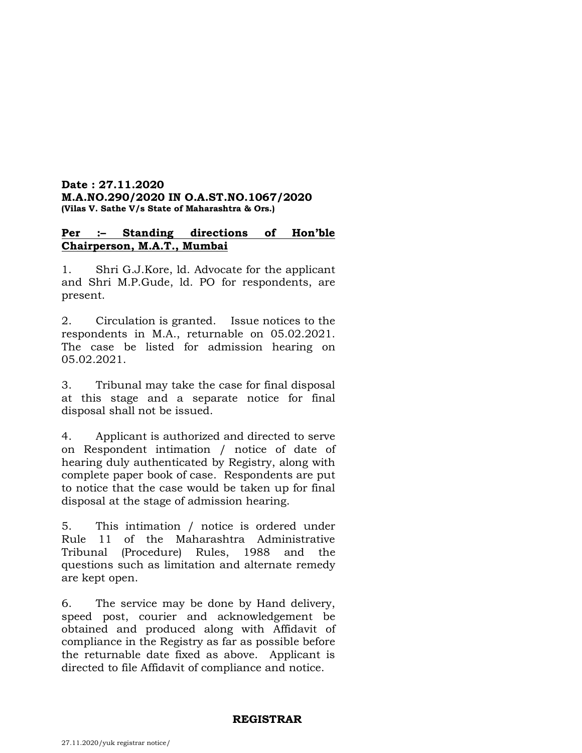**Date : 27.11.2020**
**M.A.NO.290/2020 IN O.A.ST.NO.1067/2020**
**(Vilas V. Sathe V/s State of Maharashtra & Ors.)**

**Per :– Standing directions of Hon'ble Chairperson, M.A.T., Mumbai**

1. Shri G.J.Kore, ld. Advocate for the applicant and Shri M.P.Gude, ld. PO for respondents, are present.

2. Circulation is granted. Issue notices to the respondents in M.A., returnable on 05.02.2021. The case be listed for admission hearing on 05.02.2021.

3. Tribunal may take the case for final disposal at this stage and a separate notice for final disposal shall not be issued.

4. Applicant is authorized and directed to serve on Respondent intimation / notice of date of hearing duly authenticated by Registry, along with complete paper book of case. Respondents are put to notice that the case would be taken up for final disposal at the stage of admission hearing.

5. This intimation / notice is ordered under Rule 11 of the Maharashtra Administrative Tribunal (Procedure) Rules, 1988 and the questions such as limitation and alternate remedy are kept open.

6. The service may be done by Hand delivery, speed post, courier and acknowledgement be obtained and produced along with Affidavit of compliance in the Registry as far as possible before the returnable date fixed as above. Applicant is directed to file Affidavit of compliance and notice.

**REGISTRAR**

27.11.2020/yuk registrar notice/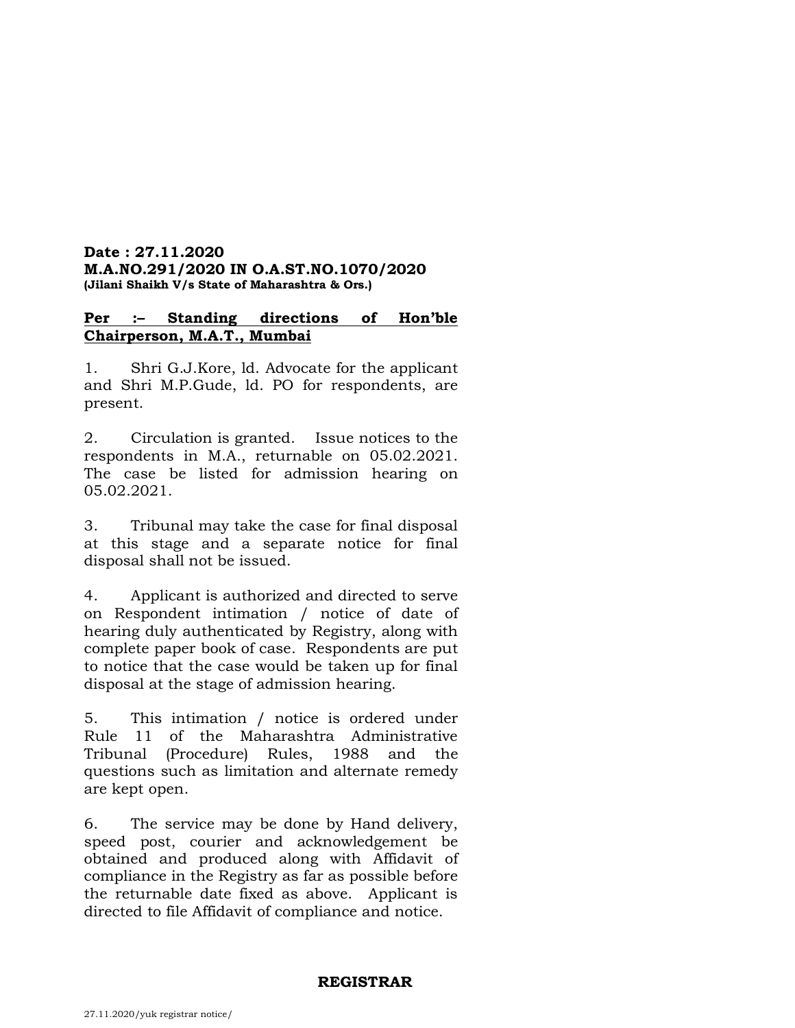**Date : 27.11.2020**
**M.A.NO.291/2020 IN O.A.ST.NO.1070/2020**
**(Jilani Shaikh V/s State of Maharashtra & Ors.)**

**Per :– Standing directions of Hon'ble Chairperson, M.A.T., Mumbai**

1. Shri G.J.Kore, ld. Advocate for the applicant and Shri M.P.Gude, ld. PO for respondents, are present.

2. Circulation is granted. Issue notices to the respondents in M.A., returnable on 05.02.2021. The case be listed for admission hearing on 05.02.2021.

3. Tribunal may take the case for final disposal at this stage and a separate notice for final disposal shall not be issued.

4. Applicant is authorized and directed to serve on Respondent intimation / notice of date of hearing duly authenticated by Registry, along with complete paper book of case. Respondents are put to notice that the case would be taken up for final disposal at the stage of admission hearing.

5. This intimation / notice is ordered under Rule 11 of the Maharashtra Administrative Tribunal (Procedure) Rules, 1988 and the questions such as limitation and alternate remedy are kept open.

6. The service may be done by Hand delivery, speed post, courier and acknowledgement be obtained and produced along with Affidavit of compliance in the Registry as far as possible before the returnable date fixed as above. Applicant is directed to file Affidavit of compliance and notice.

**REGISTRAR**

27.11.2020/yuk registrar notice/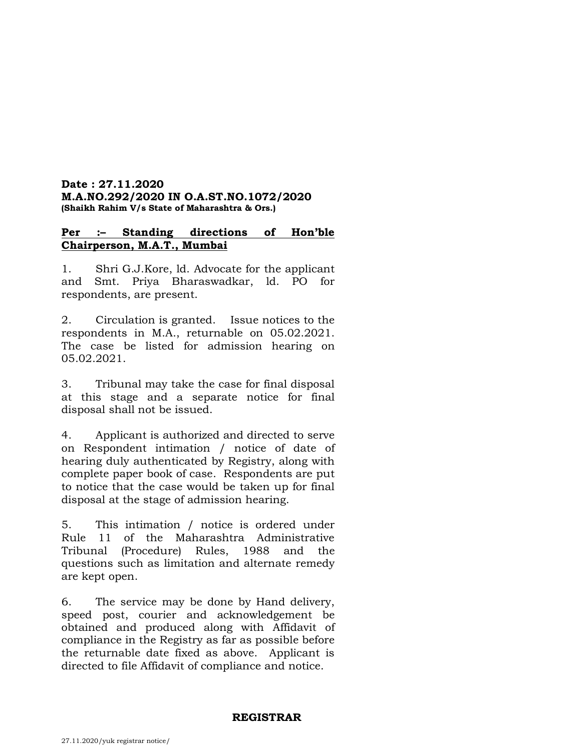**Date : 27.11.2020**
**M.A.NO.292/2020 IN O.A.ST.NO.1072/2020**
**(Shaikh Rahim V/s State of Maharashtra & Ors.)**

**<u>Per :– Standing directions of Hon'ble Chairperson, M.A.T., Mumbai</u>**

1. Shri G.J.Kore, ld. Advocate for the applicant and Smt. Priya Bharaswadkar, ld. PO for respondents, are present.

2. Circulation is granted. Issue notices to the respondents in M.A., returnable on 05.02.2021. The case be listed for admission hearing on 05.02.2021.

3. Tribunal may take the case for final disposal at this stage and a separate notice for final disposal shall not be issued.

4. Applicant is authorized and directed to serve on Respondent intimation / notice of date of hearing duly authenticated by Registry, along with complete paper book of case. Respondents are put to notice that the case would be taken up for final disposal at the stage of admission hearing.

5. This intimation / notice is ordered under Rule 11 of the Maharashtra Administrative Tribunal (Procedure) Rules, 1988 and the questions such as limitation and alternate remedy are kept open.

6. The service may be done by Hand delivery, speed post, courier and acknowledgement be obtained and produced along with Affidavit of compliance in the Registry as far as possible before the returnable date fixed as above. Applicant is directed to file Affidavit of compliance and notice.

**REGISTRAR**

27.11.2020/yuk registrar notice/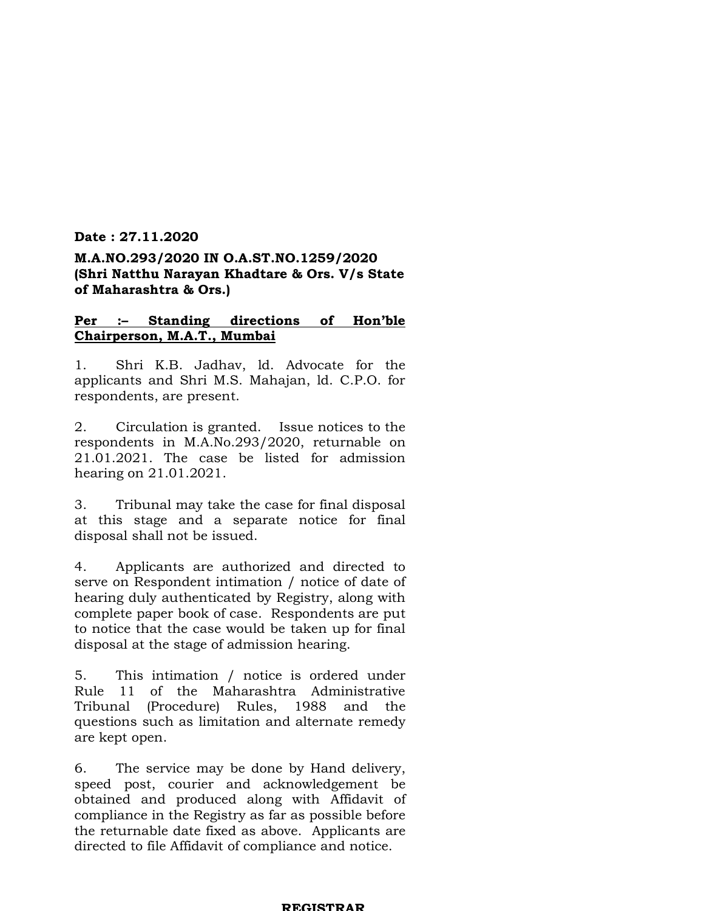**Date : 27.11.2020**

**M.A.NO.293/2020 IN O.A.ST.NO.1259/2020**
**(Shri Natthu Narayan Khadtare & Ors. V/s State of Maharashtra & Ors.)**

**Per :– Standing directions of Hon'ble Chairperson, M.A.T., Mumbai**

1. Shri K.B. Jadhav, ld. Advocate for the applicants and Shri M.S. Mahajan, ld. C.P.O. for respondents, are present.

2. Circulation is granted. Issue notices to the respondents in M.A.No.293/2020, returnable on 21.01.2021. The case be listed for admission hearing on 21.01.2021.

3. Tribunal may take the case for final disposal at this stage and a separate notice for final disposal shall not be issued.

4. Applicants are authorized and directed to serve on Respondent intimation / notice of date of hearing duly authenticated by Registry, along with complete paper book of case. Respondents are put to notice that the case would be taken up for final disposal at the stage of admission hearing.

5. This intimation / notice is ordered under Rule 11 of the Maharashtra Administrative Tribunal (Procedure) Rules, 1988 and the questions such as limitation and alternate remedy are kept open.

6. The service may be done by Hand delivery, speed post, courier and acknowledgement be obtained and produced along with Affidavit of compliance in the Registry as far as possible before the returnable date fixed as above. Applicants are directed to file Affidavit of compliance and notice.

**REGISTRAR**